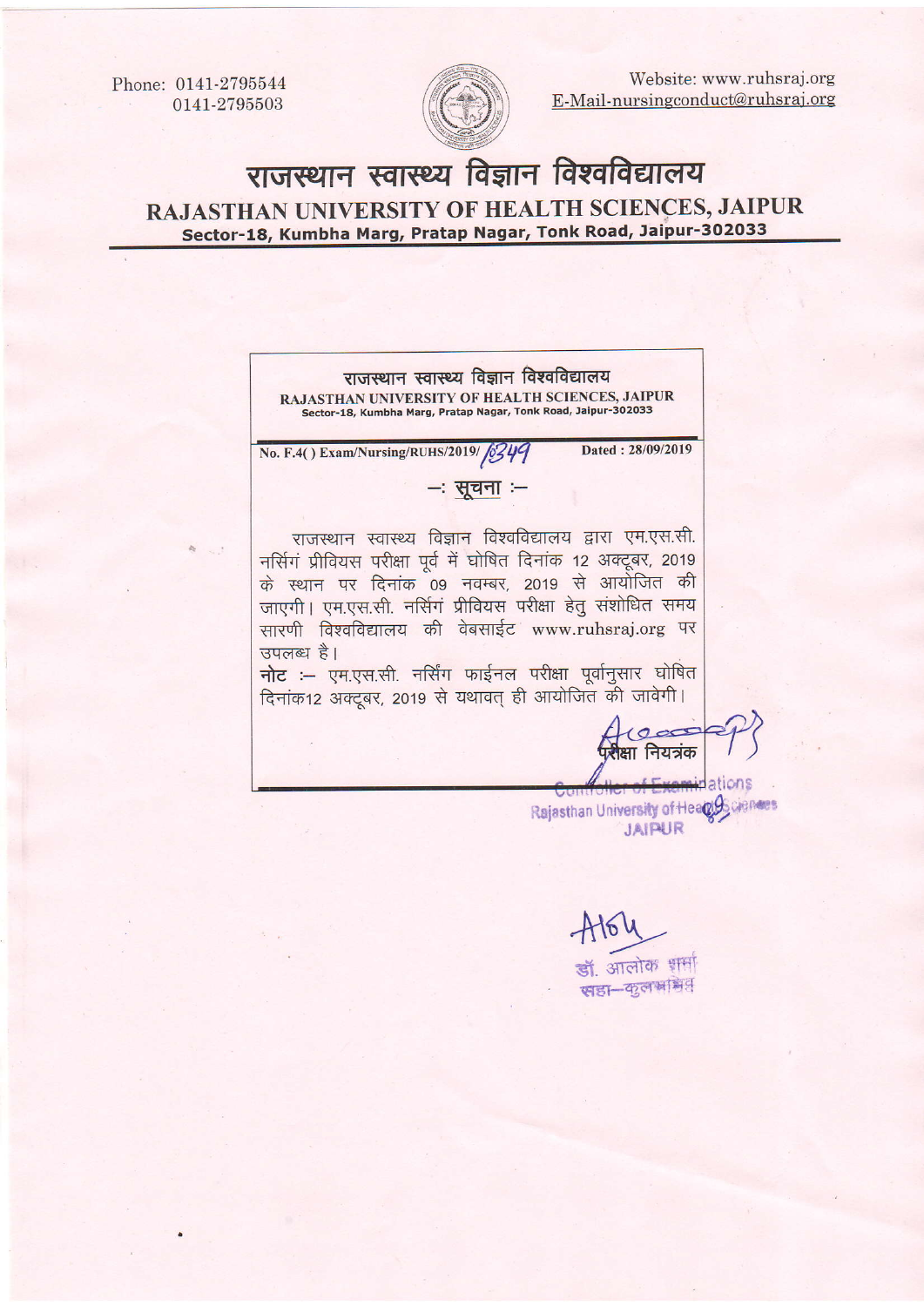Phone: 0141-2795544
0141-2795503

Website: www.ruhsraj.org
E-Mail-nursingconduct@ruhsraj.org

# राजस्थान स्वास्थ्य विज्ञान विश्वविद्यालय

## RAJASTHAN UNIVERSITY OF HEALTH SCIENCES, JAIPUR

**Sector-18, Kumbha Marg, Pratap Nagar, Tonk Road, Jaipur-302033**

---

**राजस्थान स्वास्थ्य विज्ञान विश्वविद्यालय**

**RAJASTHAN UNIVERSITY OF HEALTH SCIENCES, JAIPUR**

**Sector-18, Kumbha Marg, Pratap Nagar, Tonk Road, Jaipur-302033**

**No. F.4( ) Exam/Nursing/RUHS/2019/** 6349 **Dated : 28/09/2019**

### –: सूचना :–

राजस्थान स्वास्थ्य विज्ञान विश्वविद्यालय द्वारा एम.एस.सी. नर्सिगं प्रीवियस परीक्षा पूर्व में घोषित दिनांक 12 अक्टूबर, 2019 के स्थान पर दिनांक 09 नवम्बर, 2019 से आयोजित की जाएगी। एम.एस.सी. नर्सिगं प्रीवियस परीक्षा हेतु संशोधित समय सारणी विश्वविद्यालय की वेबसाईट www.ruhsraj.org पर उपलब्ध है।

**नोट** :– एम.एस.सी. नर्सिंग फाईनल परीक्षा पूर्वानुसार घोषित दिनांक12 अक्टूबर, 2019 से यथावत् ही आयोजित की जावेगी।

परीक्षा नियंत्रक

Controller of Examinations
Rajasthan University of Health Sciences
JAIPUR

डॉ. आलोक शर्मा
सहा–कुलसचिव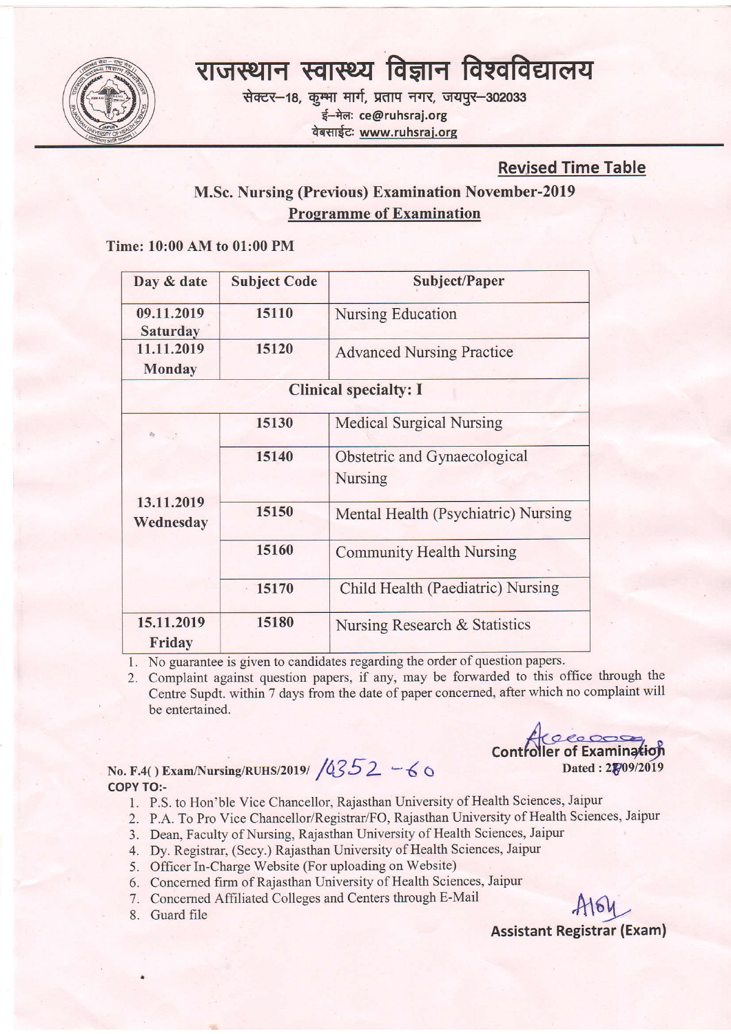# राजस्थान स्वास्थ्य विज्ञान विश्वविद्यालय

सेक्टर–18, कुम्भा मार्ग, प्रताप नगर, जयपुर–302033
ई–मेलः ce@ruhsraj.org
वेबसाईटः www.ruhsraj.org

**Revised Time Table**

## M.Sc. Nursing (Previous) Examination November-2019

**Programme of Examination**

**Time: 10:00 AM to 01:00 PM**

| Day & date | Subject Code | Subject/Paper |
|---|---|---|
| 09.11.2019 Saturday | 15110 | Nursing Education |
| 11.11.2019 Monday | 15120 | Advanced Nursing Practice |
| **Clinical specialty: I** | | |
| 13.11.2019 Wednesday | 15130 | Medical Surgical Nursing |
| | 15140 | Obstetric and Gynaecological Nursing |
| | 15150 | Mental Health (Psychiatric) Nursing |
| | 15160 | Community Health Nursing |
| | 15170 | Child Health (Paediatric) Nursing |
| 15.11.2019 Friday | 15180 | Nursing Research & Statistics |

1. No guarantee is given to candidates regarding the order of question papers.
2. Complaint against question papers, if any, may be forwarded to this office through the Centre Supdt. within 7 days from the date of paper concerned, after which no complaint will be entertained.

**Controller of Examination**

**No. F.4( ) Exam/Nursing/RUHS/2019/** 10352 - 60

**Dated : 27/09/2019**

**COPY TO:-**

1. P.S. to Hon'ble Vice Chancellor, Rajasthan University of Health Sciences, Jaipur
2. P.A. To Pro Vice Chancellor/Registrar/FO, Rajasthan University of Health Sciences, Jaipur
3. Dean, Faculty of Nursing, Rajasthan University of Health Sciences, Jaipur
4. Dy. Registrar, (Secy.) Rajasthan University of Health Sciences, Jaipur
5. Officer In-Charge Website (For uploading on Website)
6. Concerned firm of Rajasthan University of Health Sciences, Jaipur
7. Concerned Affiliated Colleges and Centers through E-Mail
8. Guard file

**Assistant Registrar (Exam)**